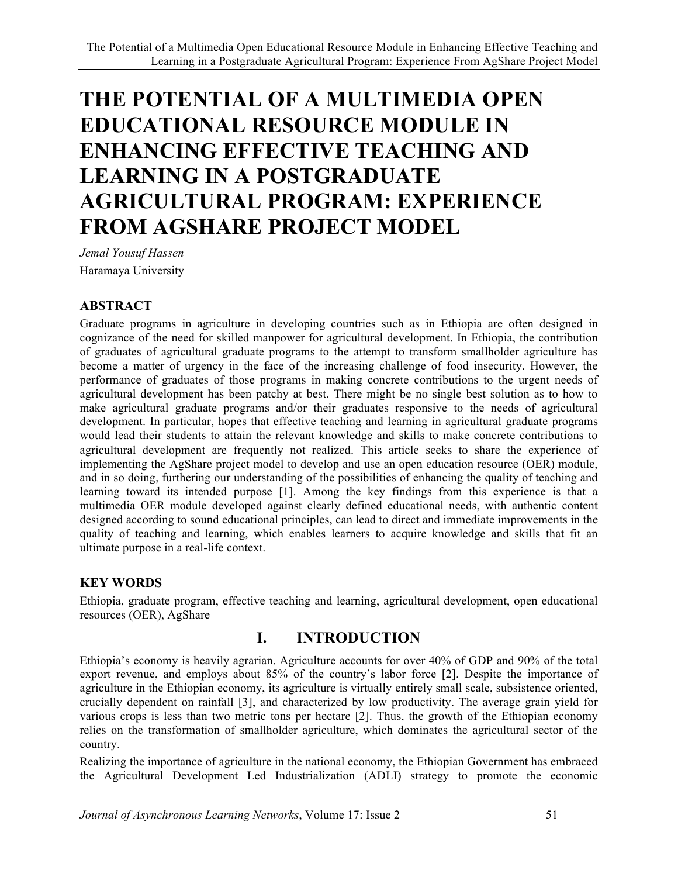# THE POTENTIAL OF A MULTIMEDIA OPEN EDUCATIONAL RESOURCE MODULE IN ENHANCING EFFECTIVE TEACHING AND LEARNING IN A POSTGRADUATE AGRICULTURAL PROGRAM: EXPERIENCE FROM AGSHARE PROJECT MODEL

*Jemal Yousuf Hassen*
Haramaya University

## ABSTRACT

Graduate programs in agriculture in developing countries such as in Ethiopia are often designed in cognizance of the need for skilled manpower for agricultural development. In Ethiopia, the contribution of graduates of agricultural graduate programs to the attempt to transform smallholder agriculture has become a matter of urgency in the face of the increasing challenge of food insecurity. However, the performance of graduates of those programs in making concrete contributions to the urgent needs of agricultural development has been patchy at best. There might be no single best solution as to how to make agricultural graduate programs and/or their graduates responsive to the needs of agricultural development. In particular, hopes that effective teaching and learning in agricultural graduate programs would lead their students to attain the relevant knowledge and skills to make concrete contributions to agricultural development are frequently not realized. This article seeks to share the experience of implementing the AgShare project model to develop and use an open education resource (OER) module, and in so doing, furthering our understanding of the possibilities of enhancing the quality of teaching and learning toward its intended purpose [1]. Among the key findings from this experience is that a multimedia OER module developed against clearly defined educational needs, with authentic content designed according to sound educational principles, can lead to direct and immediate improvements in the quality of teaching and learning, which enables learners to acquire knowledge and skills that fit an ultimate purpose in a real-life context.

## KEY WORDS

Ethiopia, graduate program, effective teaching and learning, agricultural development, open educational resources (OER), AgShare

## I. INTRODUCTION

Ethiopia's economy is heavily agrarian. Agriculture accounts for over 40% of GDP and 90% of the total export revenue, and employs about 85% of the country's labor force [2]. Despite the importance of agriculture in the Ethiopian economy, its agriculture is virtually entirely small scale, subsistence oriented, crucially dependent on rainfall [3], and characterized by low productivity. The average grain yield for various crops is less than two metric tons per hectare [2]. Thus, the growth of the Ethiopian economy relies on the transformation of smallholder agriculture, which dominates the agricultural sector of the country.

Realizing the importance of agriculture in the national economy, the Ethiopian Government has embraced the Agricultural Development Led Industrialization (ADLI) strategy to promote the economic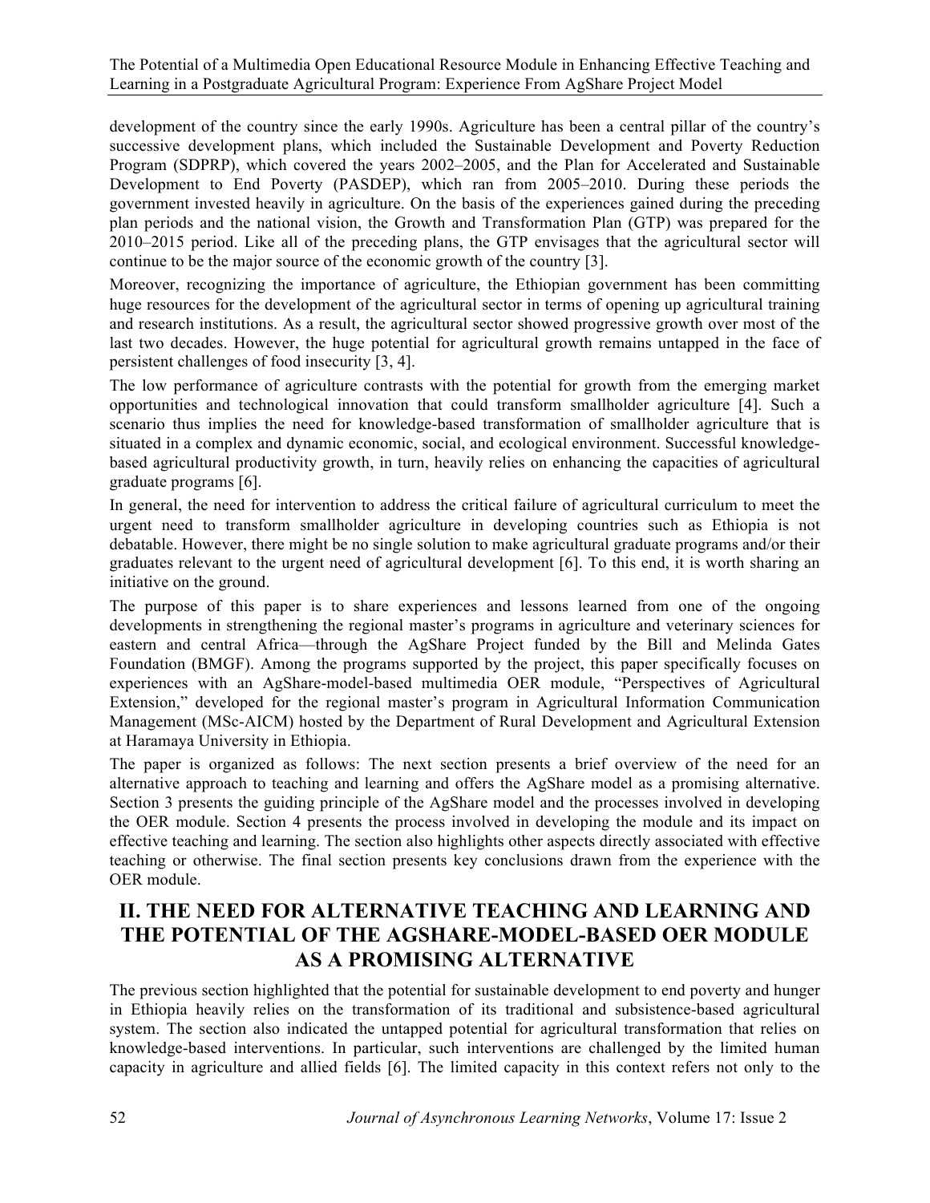development of the country since the early 1990s. Agriculture has been a central pillar of the country's successive development plans, which included the Sustainable Development and Poverty Reduction Program (SDPRP), which covered the years 2002–2005, and the Plan for Accelerated and Sustainable Development to End Poverty (PASDEP), which ran from 2005–2010. During these periods the government invested heavily in agriculture. On the basis of the experiences gained during the preceding plan periods and the national vision, the Growth and Transformation Plan (GTP) was prepared for the 2010–2015 period. Like all of the preceding plans, the GTP envisages that the agricultural sector will continue to be the major source of the economic growth of the country [3].

Moreover, recognizing the importance of agriculture, the Ethiopian government has been committing huge resources for the development of the agricultural sector in terms of opening up agricultural training and research institutions. As a result, the agricultural sector showed progressive growth over most of the last two decades. However, the huge potential for agricultural growth remains untapped in the face of persistent challenges of food insecurity [3, 4].

The low performance of agriculture contrasts with the potential for growth from the emerging market opportunities and technological innovation that could transform smallholder agriculture [4]. Such a scenario thus implies the need for knowledge-based transformation of smallholder agriculture that is situated in a complex and dynamic economic, social, and ecological environment. Successful knowledge-based agricultural productivity growth, in turn, heavily relies on enhancing the capacities of agricultural graduate programs [6].

In general, the need for intervention to address the critical failure of agricultural curriculum to meet the urgent need to transform smallholder agriculture in developing countries such as Ethiopia is not debatable. However, there might be no single solution to make agricultural graduate programs and/or their graduates relevant to the urgent need of agricultural development [6]. To this end, it is worth sharing an initiative on the ground.

The purpose of this paper is to share experiences and lessons learned from one of the ongoing developments in strengthening the regional master's programs in agriculture and veterinary sciences for eastern and central Africa—through the AgShare Project funded by the Bill and Melinda Gates Foundation (BMGF). Among the programs supported by the project, this paper specifically focuses on experiences with an AgShare-model-based multimedia OER module, "Perspectives of Agricultural Extension," developed for the regional master's program in Agricultural Information Communication Management (MSc-AICM) hosted by the Department of Rural Development and Agricultural Extension at Haramaya University in Ethiopia.

The paper is organized as follows: The next section presents a brief overview of the need for an alternative approach to teaching and learning and offers the AgShare model as a promising alternative. Section 3 presents the guiding principle of the AgShare model and the processes involved in developing the OER module. Section 4 presents the process involved in developing the module and its impact on effective teaching and learning. The section also highlights other aspects directly associated with effective teaching or otherwise. The final section presents key conclusions drawn from the experience with the OER module.

## II. THE NEED FOR ALTERNATIVE TEACHING AND LEARNING AND THE POTENTIAL OF THE AGSHARE-MODEL-BASED OER MODULE AS A PROMISING ALTERNATIVE

The previous section highlighted that the potential for sustainable development to end poverty and hunger in Ethiopia heavily relies on the transformation of its traditional and subsistence-based agricultural system. The section also indicated the untapped potential for agricultural transformation that relies on knowledge-based interventions. In particular, such interventions are challenged by the limited human capacity in agriculture and allied fields [6]. The limited capacity in this context refers not only to the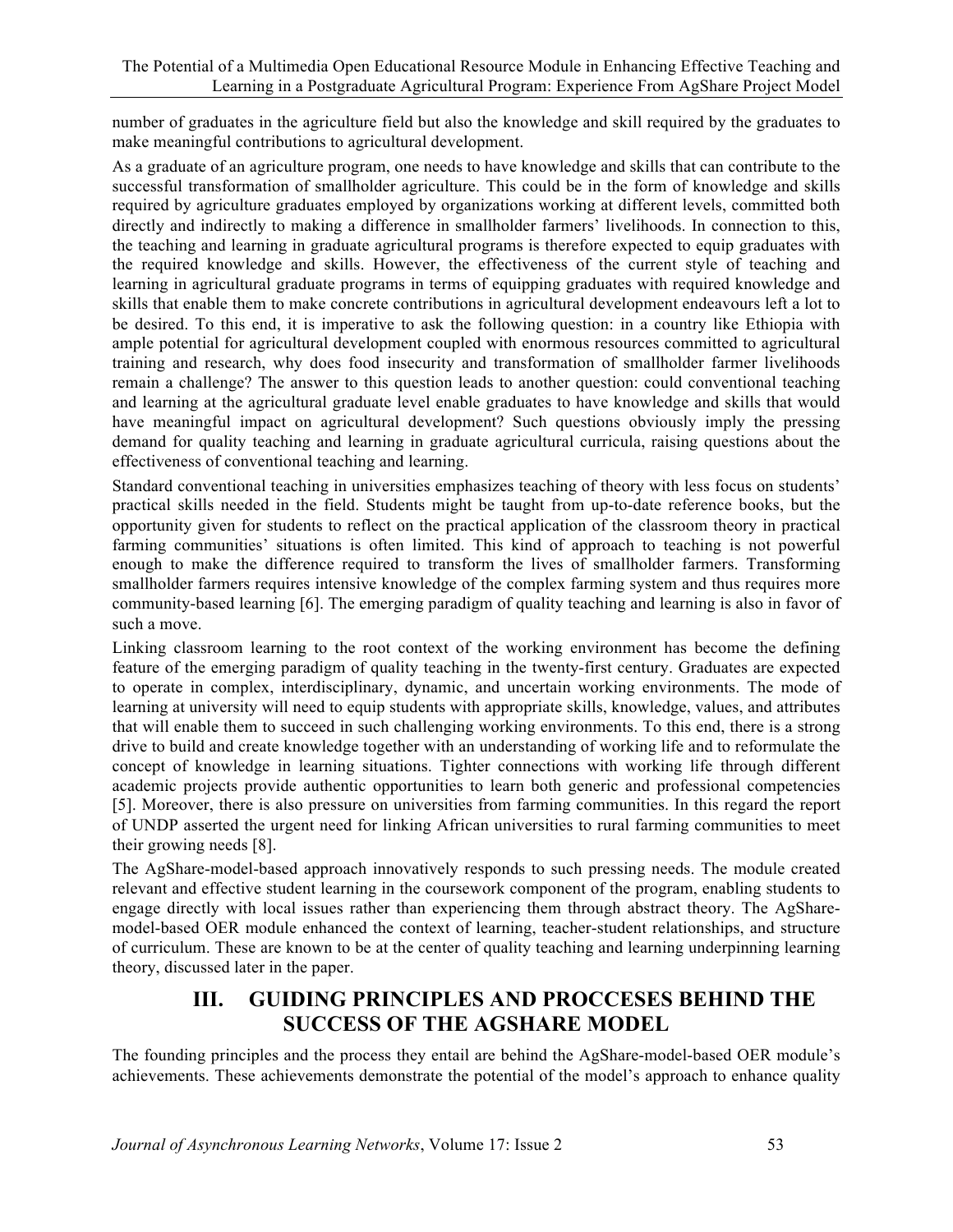number of graduates in the agriculture field but also the knowledge and skill required by the graduates to make meaningful contributions to agricultural development.

As a graduate of an agriculture program, one needs to have knowledge and skills that can contribute to the successful transformation of smallholder agriculture. This could be in the form of knowledge and skills required by agriculture graduates employed by organizations working at different levels, committed both directly and indirectly to making a difference in smallholder farmers' livelihoods. In connection to this, the teaching and learning in graduate agricultural programs is therefore expected to equip graduates with the required knowledge and skills. However, the effectiveness of the current style of teaching and learning in agricultural graduate programs in terms of equipping graduates with required knowledge and skills that enable them to make concrete contributions in agricultural development endeavours left a lot to be desired. To this end, it is imperative to ask the following question: in a country like Ethiopia with ample potential for agricultural development coupled with enormous resources committed to agricultural training and research, why does food insecurity and transformation of smallholder farmer livelihoods remain a challenge? The answer to this question leads to another question: could conventional teaching and learning at the agricultural graduate level enable graduates to have knowledge and skills that would have meaningful impact on agricultural development? Such questions obviously imply the pressing demand for quality teaching and learning in graduate agricultural curricula, raising questions about the effectiveness of conventional teaching and learning.

Standard conventional teaching in universities emphasizes teaching of theory with less focus on students' practical skills needed in the field. Students might be taught from up-to-date reference books, but the opportunity given for students to reflect on the practical application of the classroom theory in practical farming communities' situations is often limited. This kind of approach to teaching is not powerful enough to make the difference required to transform the lives of smallholder farmers. Transforming smallholder farmers requires intensive knowledge of the complex farming system and thus requires more community-based learning [6]. The emerging paradigm of quality teaching and learning is also in favor of such a move.

Linking classroom learning to the root context of the working environment has become the defining feature of the emerging paradigm of quality teaching in the twenty-first century. Graduates are expected to operate in complex, interdisciplinary, dynamic, and uncertain working environments. The mode of learning at university will need to equip students with appropriate skills, knowledge, values, and attributes that will enable them to succeed in such challenging working environments. To this end, there is a strong drive to build and create knowledge together with an understanding of working life and to reformulate the concept of knowledge in learning situations. Tighter connections with working life through different academic projects provide authentic opportunities to learn both generic and professional competencies [5]. Moreover, there is also pressure on universities from farming communities. In this regard the report of UNDP asserted the urgent need for linking African universities to rural farming communities to meet their growing needs [8].

The AgShare-model-based approach innovatively responds to such pressing needs. The module created relevant and effective student learning in the coursework component of the program, enabling students to engage directly with local issues rather than experiencing them through abstract theory. The AgShare-model-based OER module enhanced the context of learning, teacher-student relationships, and structure of curriculum. These are known to be at the center of quality teaching and learning underpinning learning theory, discussed later in the paper.

## III. GUIDING PRINCIPLES AND PROCCESES BEHIND THE SUCCESS OF THE AGSHARE MODEL

The founding principles and the process they entail are behind the AgShare-model-based OER module's achievements. These achievements demonstrate the potential of the model's approach to enhance quality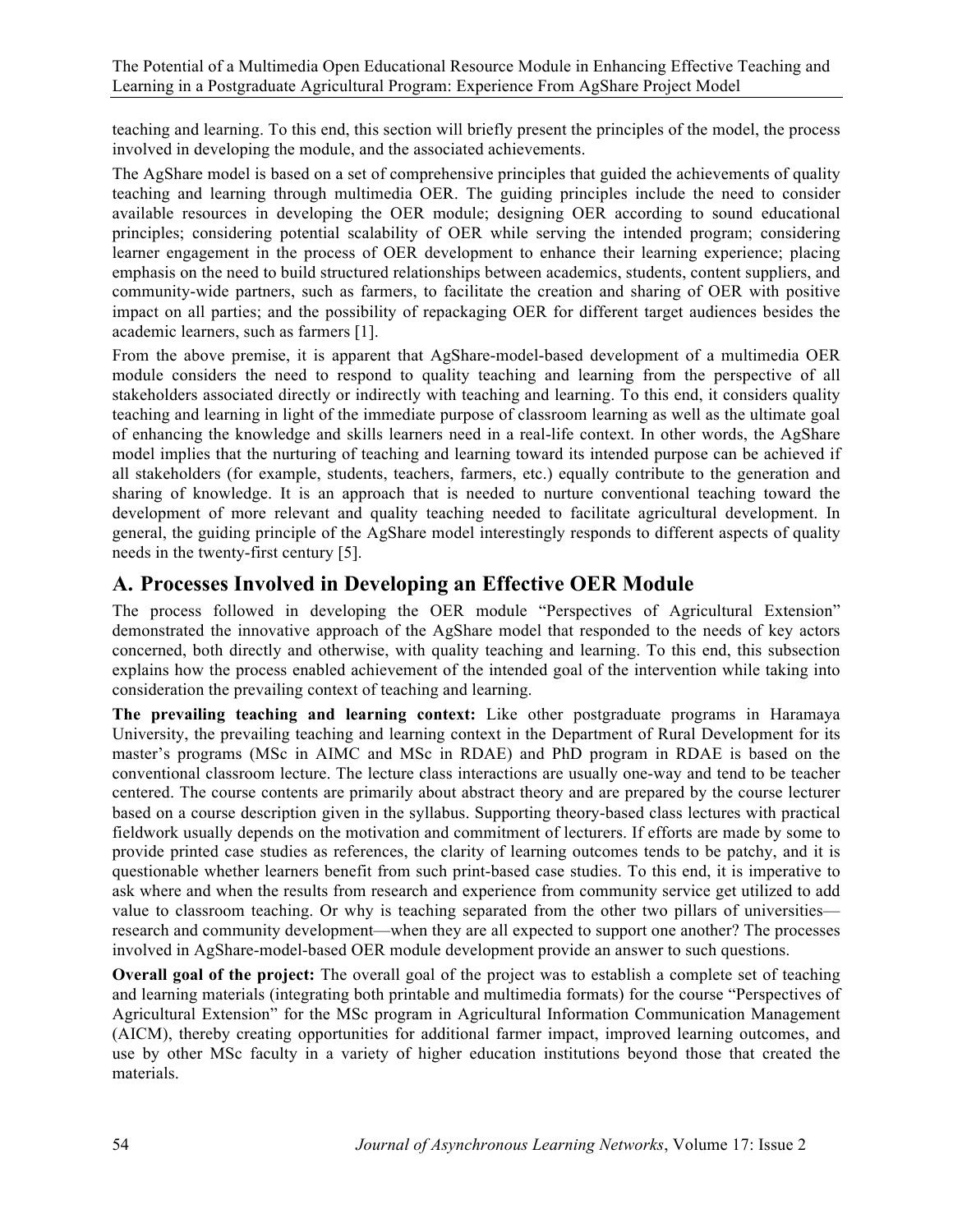teaching and learning. To this end, this section will briefly present the principles of the model, the process involved in developing the module, and the associated achievements.

The AgShare model is based on a set of comprehensive principles that guided the achievements of quality teaching and learning through multimedia OER. The guiding principles include the need to consider available resources in developing the OER module; designing OER according to sound educational principles; considering potential scalability of OER while serving the intended program; considering learner engagement in the process of OER development to enhance their learning experience; placing emphasis on the need to build structured relationships between academics, students, content suppliers, and community-wide partners, such as farmers, to facilitate the creation and sharing of OER with positive impact on all parties; and the possibility of repackaging OER for different target audiences besides the academic learners, such as farmers [1].

From the above premise, it is apparent that AgShare-model-based development of a multimedia OER module considers the need to respond to quality teaching and learning from the perspective of all stakeholders associated directly or indirectly with teaching and learning. To this end, it considers quality teaching and learning in light of the immediate purpose of classroom learning as well as the ultimate goal of enhancing the knowledge and skills learners need in a real-life context. In other words, the AgShare model implies that the nurturing of teaching and learning toward its intended purpose can be achieved if all stakeholders (for example, students, teachers, farmers, etc.) equally contribute to the generation and sharing of knowledge. It is an approach that is needed to nurture conventional teaching toward the development of more relevant and quality teaching needed to facilitate agricultural development. In general, the guiding principle of the AgShare model interestingly responds to different aspects of quality needs in the twenty-first century [5].

## A. Processes Involved in Developing an Effective OER Module

The process followed in developing the OER module "Perspectives of Agricultural Extension" demonstrated the innovative approach of the AgShare model that responded to the needs of key actors concerned, both directly and otherwise, with quality teaching and learning. To this end, this subsection explains how the process enabled achievement of the intended goal of the intervention while taking into consideration the prevailing context of teaching and learning.

**The prevailing teaching and learning context:** Like other postgraduate programs in Haramaya University, the prevailing teaching and learning context in the Department of Rural Development for its master's programs (MSc in AIMC and MSc in RDAE) and PhD program in RDAE is based on the conventional classroom lecture. The lecture class interactions are usually one-way and tend to be teacher centered. The course contents are primarily about abstract theory and are prepared by the course lecturer based on a course description given in the syllabus. Supporting theory-based class lectures with practical fieldwork usually depends on the motivation and commitment of lecturers. If efforts are made by some to provide printed case studies as references, the clarity of learning outcomes tends to be patchy, and it is questionable whether learners benefit from such print-based case studies. To this end, it is imperative to ask where and when the results from research and experience from community service get utilized to add value to classroom teaching. Or why is teaching separated from the other two pillars of universities—research and community development—when they are all expected to support one another? The processes involved in AgShare-model-based OER module development provide an answer to such questions.

**Overall goal of the project:** The overall goal of the project was to establish a complete set of teaching and learning materials (integrating both printable and multimedia formats) for the course "Perspectives of Agricultural Extension" for the MSc program in Agricultural Information Communication Management (AICM), thereby creating opportunities for additional farmer impact, improved learning outcomes, and use by other MSc faculty in a variety of higher education institutions beyond those that created the materials.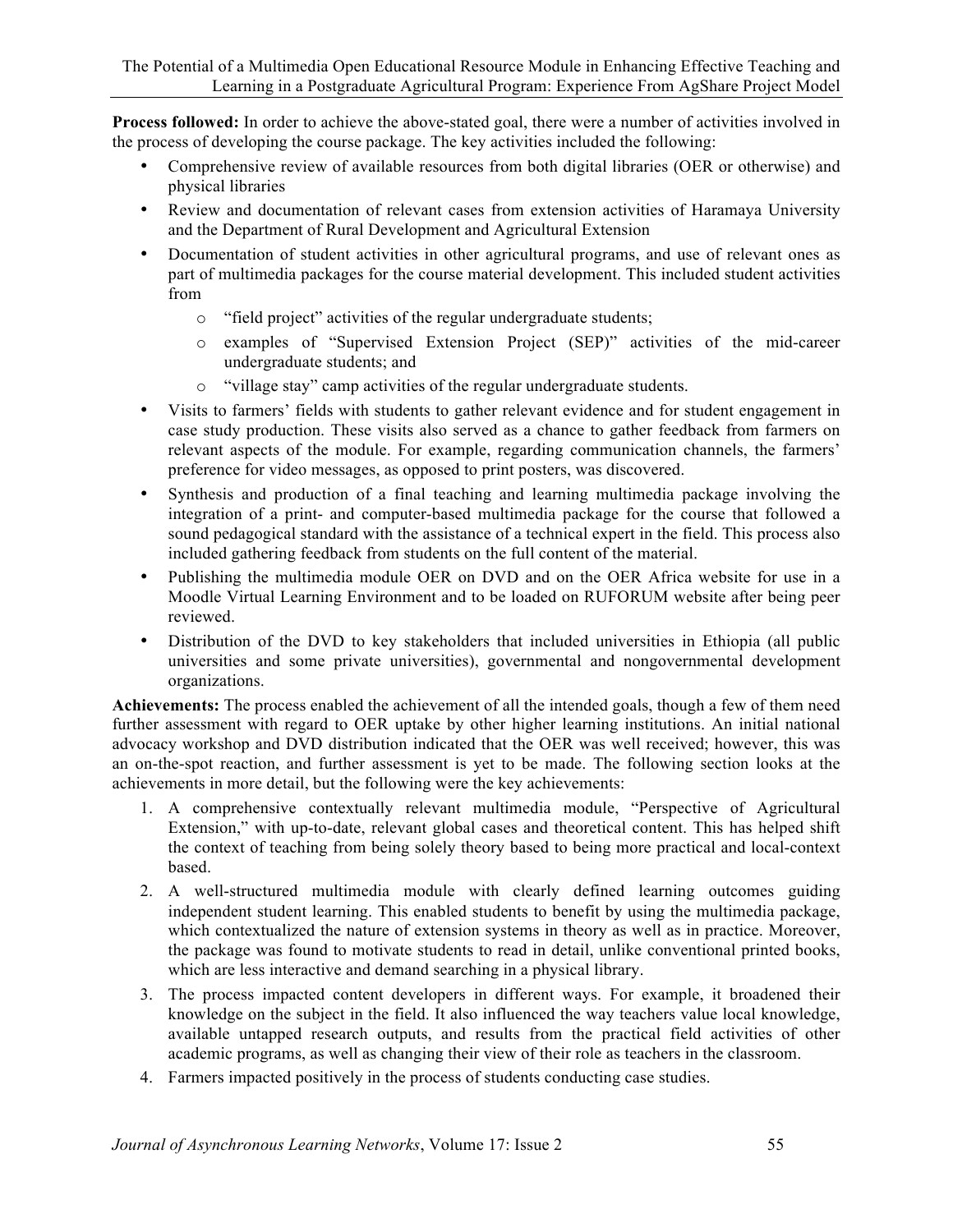**Process followed:** In order to achieve the above-stated goal, there were a number of activities involved in the process of developing the course package. The key activities included the following:

- Comprehensive review of available resources from both digital libraries (OER or otherwise) and physical libraries
- Review and documentation of relevant cases from extension activities of Haramaya University and the Department of Rural Development and Agricultural Extension
- Documentation of student activities in other agricultural programs, and use of relevant ones as part of multimedia packages for the course material development. This included student activities from
  - "field project" activities of the regular undergraduate students;
  - examples of "Supervised Extension Project (SEP)" activities of the mid-career undergraduate students; and
  - "village stay" camp activities of the regular undergraduate students.
- Visits to farmers' fields with students to gather relevant evidence and for student engagement in case study production. These visits also served as a chance to gather feedback from farmers on relevant aspects of the module. For example, regarding communication channels, the farmers' preference for video messages, as opposed to print posters, was discovered.
- Synthesis and production of a final teaching and learning multimedia package involving the integration of a print- and computer-based multimedia package for the course that followed a sound pedagogical standard with the assistance of a technical expert in the field. This process also included gathering feedback from students on the full content of the material.
- Publishing the multimedia module OER on DVD and on the OER Africa website for use in a Moodle Virtual Learning Environment and to be loaded on RUFORUM website after being peer reviewed.
- Distribution of the DVD to key stakeholders that included universities in Ethiopia (all public universities and some private universities), governmental and nongovernmental development organizations.

**Achievements:** The process enabled the achievement of all the intended goals, though a few of them need further assessment with regard to OER uptake by other higher learning institutions. An initial national advocacy workshop and DVD distribution indicated that the OER was well received; however, this was an on-the-spot reaction, and further assessment is yet to be made. The following section looks at the achievements in more detail, but the following were the key achievements:

1. A comprehensive contextually relevant multimedia module, "Perspective of Agricultural Extension," with up-to-date, relevant global cases and theoretical content. This has helped shift the context of teaching from being solely theory based to being more practical and local-context based.
2. A well-structured multimedia module with clearly defined learning outcomes guiding independent student learning. This enabled students to benefit by using the multimedia package, which contextualized the nature of extension systems in theory as well as in practice. Moreover, the package was found to motivate students to read in detail, unlike conventional printed books, which are less interactive and demand searching in a physical library.
3. The process impacted content developers in different ways. For example, it broadened their knowledge on the subject in the field. It also influenced the way teachers value local knowledge, available untapped research outputs, and results from the practical field activities of other academic programs, as well as changing their view of their role as teachers in the classroom.
4. Farmers impacted positively in the process of students conducting case studies.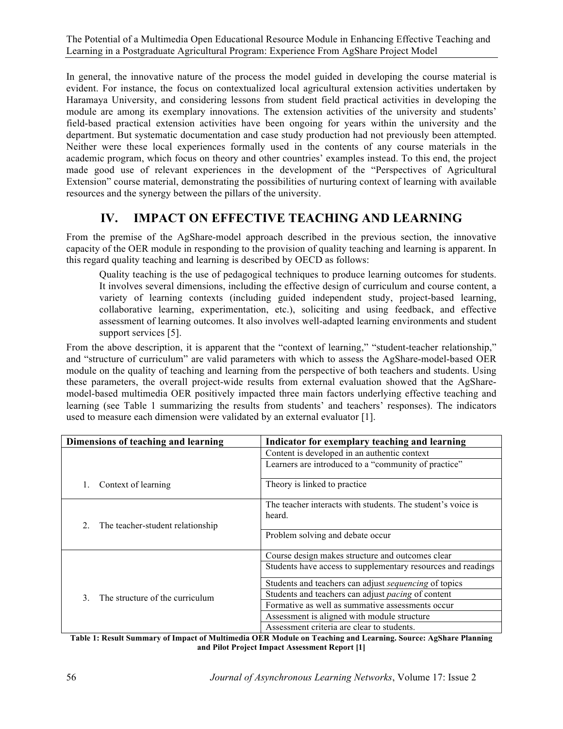In general, the innovative nature of the process the model guided in developing the course material is evident. For instance, the focus on contextualized local agricultural extension activities undertaken by Haramaya University, and considering lessons from student field practical activities in developing the module are among its exemplary innovations. The extension activities of the university and students' field-based practical extension activities have been ongoing for years within the university and the department. But systematic documentation and case study production had not previously been attempted. Neither were these local experiences formally used in the contents of any course materials in the academic program, which focus on theory and other countries' examples instead. To this end, the project made good use of relevant experiences in the development of the "Perspectives of Agricultural Extension" course material, demonstrating the possibilities of nurturing context of learning with available resources and the synergy between the pillars of the university.

## IV. IMPACT ON EFFECTIVE TEACHING AND LEARNING

From the premise of the AgShare-model approach described in the previous section, the innovative capacity of the OER module in responding to the provision of quality teaching and learning is apparent. In this regard quality teaching and learning is described by OECD as follows:

> Quality teaching is the use of pedagogical techniques to produce learning outcomes for students. It involves several dimensions, including the effective design of curriculum and course content, a variety of learning contexts (including guided independent study, project-based learning, collaborative learning, experimentation, etc.), soliciting and using feedback, and effective assessment of learning outcomes. It also involves well-adapted learning environments and student support services [5].

From the above description, it is apparent that the "context of learning," "student-teacher relationship," and "structure of curriculum" are valid parameters with which to assess the AgShare-model-based OER module on the quality of teaching and learning from the perspective of both teachers and students. Using these parameters, the overall project-wide results from external evaluation showed that the AgShare-model-based multimedia OER positively impacted three main factors underlying effective teaching and learning (see Table 1 summarizing the results from students' and teachers' responses). The indicators used to measure each dimension were validated by an external evaluator [1].

| Dimensions of teaching and learning | Indicator for exemplary teaching and learning |
|---|---|
| 1. Context of learning | Content is developed in an authentic context |
| | Learners are introduced to a "community of practice" |
| | Theory is linked to practice |
| 2. The teacher-student relationship | The teacher interacts with students. The student's voice is heard. |
| | Problem solving and debate occur |
| 3. The structure of the curriculum | Course design makes structure and outcomes clear |
| | Students have access to supplementary resources and readings |
| | Students and teachers can adjust *sequencing* of topics |
| | Students and teachers can adjust *pacing* of content |
| | Formative as well as summative assessments occur |
| | Assessment is aligned with module structure |
| | Assessment criteria are clear to students. |

**Table 1: Result Summary of Impact of Multimedia OER Module on Teaching and Learning. Source: AgShare Planning and Pilot Project Impact Assessment Report [1]**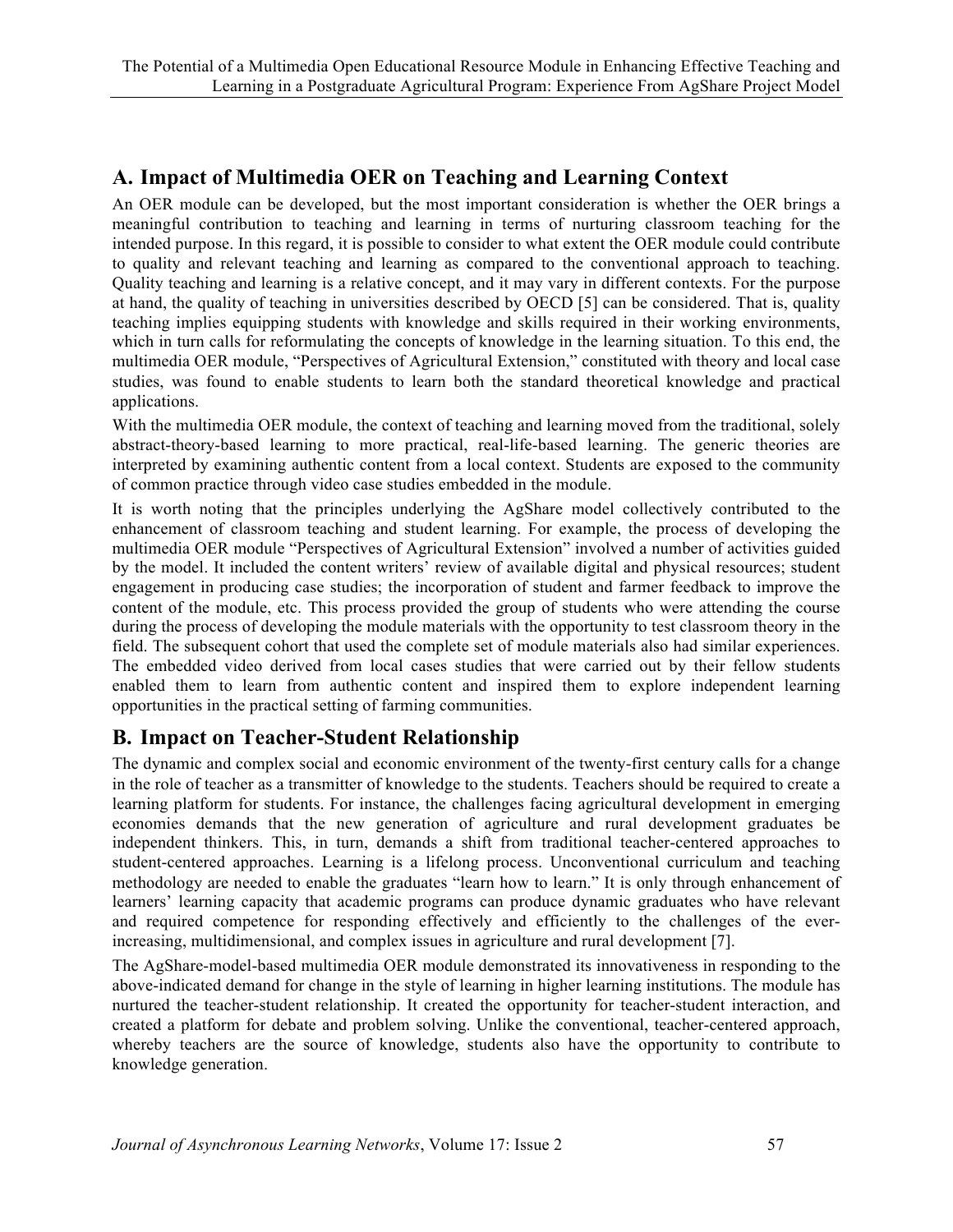## A. Impact of Multimedia OER on Teaching and Learning Context

An OER module can be developed, but the most important consideration is whether the OER brings a meaningful contribution to teaching and learning in terms of nurturing classroom teaching for the intended purpose. In this regard, it is possible to consider to what extent the OER module could contribute to quality and relevant teaching and learning as compared to the conventional approach to teaching. Quality teaching and learning is a relative concept, and it may vary in different contexts. For the purpose at hand, the quality of teaching in universities described by OECD [5] can be considered. That is, quality teaching implies equipping students with knowledge and skills required in their working environments, which in turn calls for reformulating the concepts of knowledge in the learning situation. To this end, the multimedia OER module, "Perspectives of Agricultural Extension," constituted with theory and local case studies, was found to enable students to learn both the standard theoretical knowledge and practical applications.

With the multimedia OER module, the context of teaching and learning moved from the traditional, solely abstract-theory-based learning to more practical, real-life-based learning. The generic theories are interpreted by examining authentic content from a local context. Students are exposed to the community of common practice through video case studies embedded in the module.

It is worth noting that the principles underlying the AgShare model collectively contributed to the enhancement of classroom teaching and student learning. For example, the process of developing the multimedia OER module "Perspectives of Agricultural Extension" involved a number of activities guided by the model. It included the content writers' review of available digital and physical resources; student engagement in producing case studies; the incorporation of student and farmer feedback to improve the content of the module, etc. This process provided the group of students who were attending the course during the process of developing the module materials with the opportunity to test classroom theory in the field. The subsequent cohort that used the complete set of module materials also had similar experiences. The embedded video derived from local cases studies that were carried out by their fellow students enabled them to learn from authentic content and inspired them to explore independent learning opportunities in the practical setting of farming communities.

## B. Impact on Teacher-Student Relationship

The dynamic and complex social and economic environment of the twenty-first century calls for a change in the role of teacher as a transmitter of knowledge to the students. Teachers should be required to create a learning platform for students. For instance, the challenges facing agricultural development in emerging economies demands that the new generation of agriculture and rural development graduates be independent thinkers. This, in turn, demands a shift from traditional teacher-centered approaches to student-centered approaches. Learning is a lifelong process. Unconventional curriculum and teaching methodology are needed to enable the graduates "learn how to learn." It is only through enhancement of learners' learning capacity that academic programs can produce dynamic graduates who have relevant and required competence for responding effectively and efficiently to the challenges of the ever-increasing, multidimensional, and complex issues in agriculture and rural development [7].

The AgShare-model-based multimedia OER module demonstrated its innovativeness in responding to the above-indicated demand for change in the style of learning in higher learning institutions. The module has nurtured the teacher-student relationship. It created the opportunity for teacher-student interaction, and created a platform for debate and problem solving. Unlike the conventional, teacher-centered approach, whereby teachers are the source of knowledge, students also have the opportunity to contribute to knowledge generation.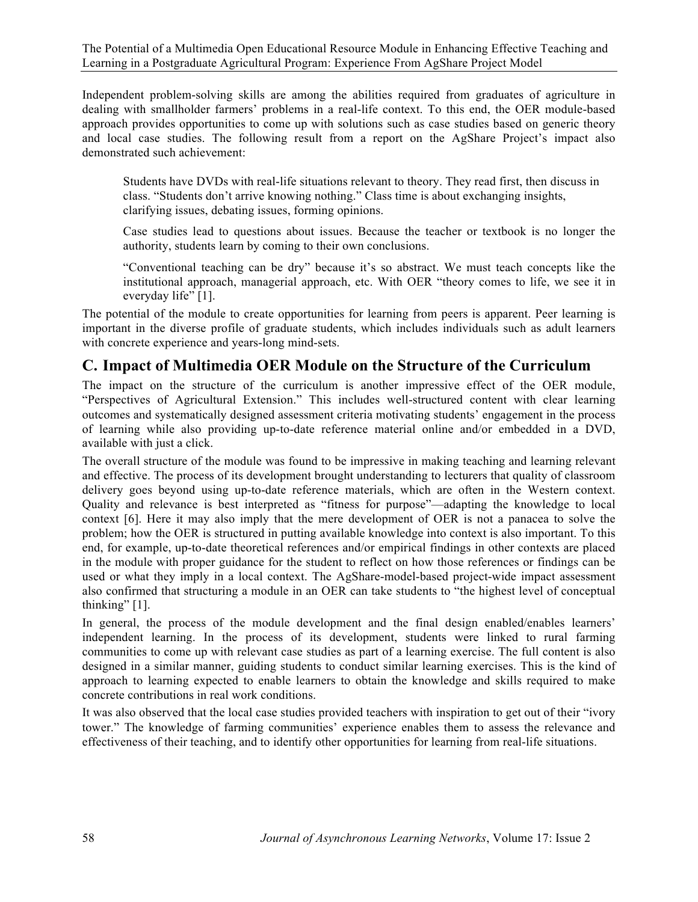Independent problem-solving skills are among the abilities required from graduates of agriculture in dealing with smallholder farmers' problems in a real-life context. To this end, the OER module-based approach provides opportunities to come up with solutions such as case studies based on generic theory and local case studies. The following result from a report on the AgShare Project's impact also demonstrated such achievement:

> Students have DVDs with real-life situations relevant to theory. They read first, then discuss in class. "Students don't arrive knowing nothing." Class time is about exchanging insights, clarifying issues, debating issues, forming opinions.
>
> Case studies lead to questions about issues. Because the teacher or textbook is no longer the authority, students learn by coming to their own conclusions.
>
> "Conventional teaching can be dry" because it's so abstract. We must teach concepts like the institutional approach, managerial approach, etc. With OER "theory comes to life, we see it in everyday life" [1].

The potential of the module to create opportunities for learning from peers is apparent. Peer learning is important in the diverse profile of graduate students, which includes individuals such as adult learners with concrete experience and years-long mind-sets.

## C. Impact of Multimedia OER Module on the Structure of the Curriculum

The impact on the structure of the curriculum is another impressive effect of the OER module, "Perspectives of Agricultural Extension." This includes well-structured content with clear learning outcomes and systematically designed assessment criteria motivating students' engagement in the process of learning while also providing up-to-date reference material online and/or embedded in a DVD, available with just a click.

The overall structure of the module was found to be impressive in making teaching and learning relevant and effective. The process of its development brought understanding to lecturers that quality of classroom delivery goes beyond using up-to-date reference materials, which are often in the Western context. Quality and relevance is best interpreted as "fitness for purpose"—adapting the knowledge to local context [6]. Here it may also imply that the mere development of OER is not a panacea to solve the problem; how the OER is structured in putting available knowledge into context is also important. To this end, for example, up-to-date theoretical references and/or empirical findings in other contexts are placed in the module with proper guidance for the student to reflect on how those references or findings can be used or what they imply in a local context. The AgShare-model-based project-wide impact assessment also confirmed that structuring a module in an OER can take students to "the highest level of conceptual thinking" [1].

In general, the process of the module development and the final design enabled/enables learners' independent learning. In the process of its development, students were linked to rural farming communities to come up with relevant case studies as part of a learning exercise. The full content is also designed in a similar manner, guiding students to conduct similar learning exercises. This is the kind of approach to learning expected to enable learners to obtain the knowledge and skills required to make concrete contributions in real work conditions.

It was also observed that the local case studies provided teachers with inspiration to get out of their "ivory tower." The knowledge of farming communities' experience enables them to assess the relevance and effectiveness of their teaching, and to identify other opportunities for learning from real-life situations.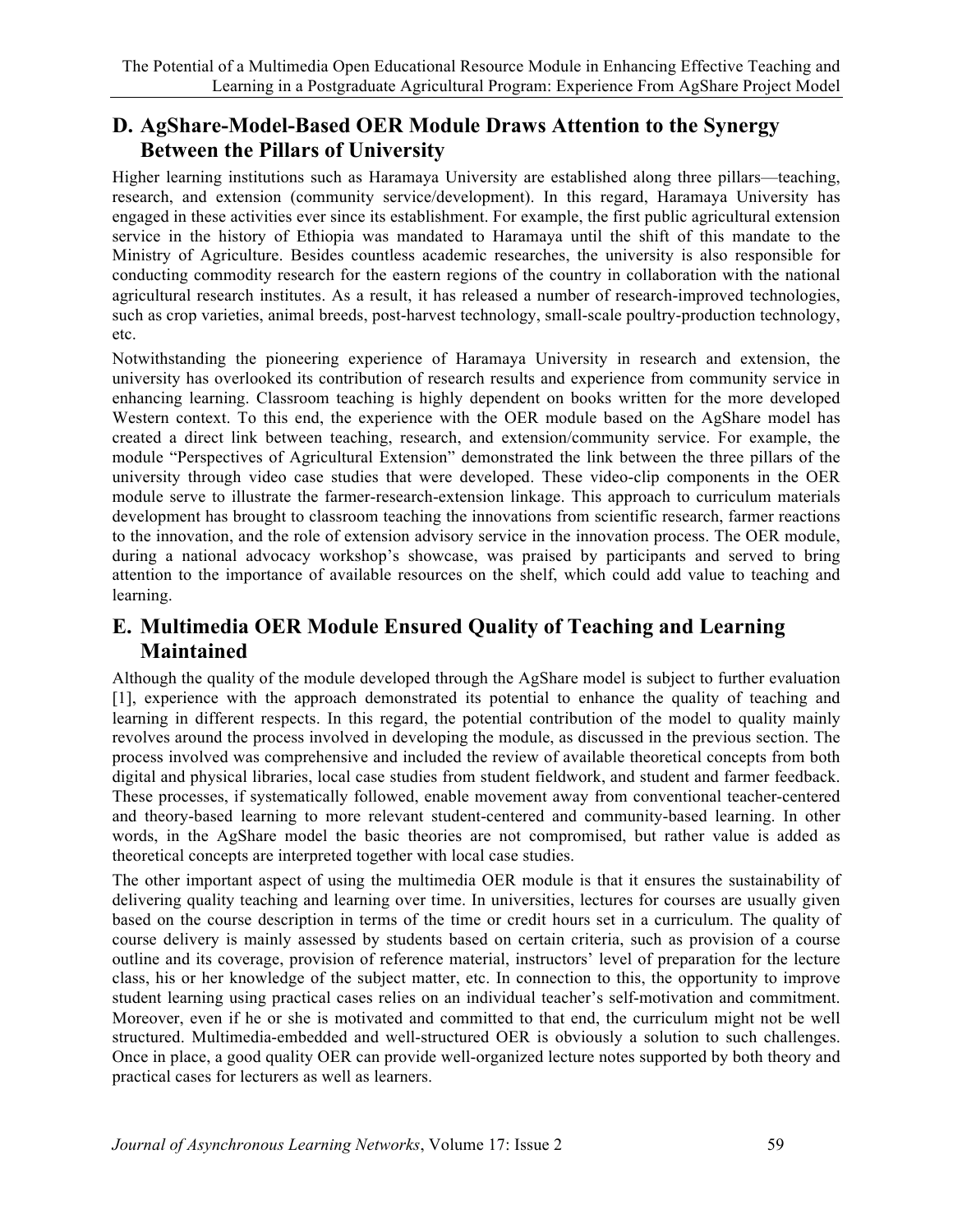## D. AgShare-Model-Based OER Module Draws Attention to the Synergy Between the Pillars of University

Higher learning institutions such as Haramaya University are established along three pillars—teaching, research, and extension (community service/development). In this regard, Haramaya University has engaged in these activities ever since its establishment. For example, the first public agricultural extension service in the history of Ethiopia was mandated to Haramaya until the shift of this mandate to the Ministry of Agriculture. Besides countless academic researches, the university is also responsible for conducting commodity research for the eastern regions of the country in collaboration with the national agricultural research institutes. As a result, it has released a number of research-improved technologies, such as crop varieties, animal breeds, post-harvest technology, small-scale poultry-production technology, etc.

Notwithstanding the pioneering experience of Haramaya University in research and extension, the university has overlooked its contribution of research results and experience from community service in enhancing learning. Classroom teaching is highly dependent on books written for the more developed Western context. To this end, the experience with the OER module based on the AgShare model has created a direct link between teaching, research, and extension/community service. For example, the module "Perspectives of Agricultural Extension" demonstrated the link between the three pillars of the university through video case studies that were developed. These video-clip components in the OER module serve to illustrate the farmer-research-extension linkage. This approach to curriculum materials development has brought to classroom teaching the innovations from scientific research, farmer reactions to the innovation, and the role of extension advisory service in the innovation process. The OER module, during a national advocacy workshop's showcase, was praised by participants and served to bring attention to the importance of available resources on the shelf, which could add value to teaching and learning.

## E. Multimedia OER Module Ensured Quality of Teaching and Learning Maintained

Although the quality of the module developed through the AgShare model is subject to further evaluation [1], experience with the approach demonstrated its potential to enhance the quality of teaching and learning in different respects. In this regard, the potential contribution of the model to quality mainly revolves around the process involved in developing the module, as discussed in the previous section. The process involved was comprehensive and included the review of available theoretical concepts from both digital and physical libraries, local case studies from student fieldwork, and student and farmer feedback. These processes, if systematically followed, enable movement away from conventional teacher-centered and theory-based learning to more relevant student-centered and community-based learning. In other words, in the AgShare model the basic theories are not compromised, but rather value is added as theoretical concepts are interpreted together with local case studies.

The other important aspect of using the multimedia OER module is that it ensures the sustainability of delivering quality teaching and learning over time. In universities, lectures for courses are usually given based on the course description in terms of the time or credit hours set in a curriculum. The quality of course delivery is mainly assessed by students based on certain criteria, such as provision of a course outline and its coverage, provision of reference material, instructors' level of preparation for the lecture class, his or her knowledge of the subject matter, etc. In connection to this, the opportunity to improve student learning using practical cases relies on an individual teacher's self-motivation and commitment. Moreover, even if he or she is motivated and committed to that end, the curriculum might not be well structured. Multimedia-embedded and well-structured OER is obviously a solution to such challenges. Once in place, a good quality OER can provide well-organized lecture notes supported by both theory and practical cases for lecturers as well as learners.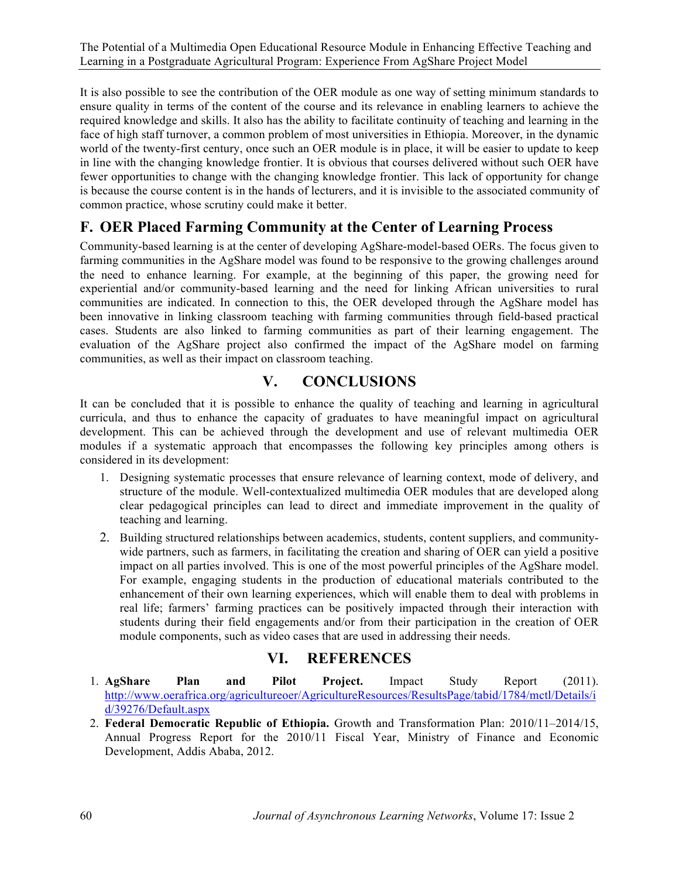It is also possible to see the contribution of the OER module as one way of setting minimum standards to ensure quality in terms of the content of the course and its relevance in enabling learners to achieve the required knowledge and skills. It also has the ability to facilitate continuity of teaching and learning in the face of high staff turnover, a common problem of most universities in Ethiopia. Moreover, in the dynamic world of the twenty-first century, once such an OER module is in place, it will be easier to update to keep in line with the changing knowledge frontier. It is obvious that courses delivered without such OER have fewer opportunities to change with the changing knowledge frontier. This lack of opportunity for change is because the course content is in the hands of lecturers, and it is invisible to the associated community of common practice, whose scrutiny could make it better.

## F. OER Placed Farming Community at the Center of Learning Process

Community-based learning is at the center of developing AgShare-model-based OERs. The focus given to farming communities in the AgShare model was found to be responsive to the growing challenges around the need to enhance learning. For example, at the beginning of this paper, the growing need for experiential and/or community-based learning and the need for linking African universities to rural communities are indicated. In connection to this, the OER developed through the AgShare model has been innovative in linking classroom teaching with farming communities through field-based practical cases. Students are also linked to farming communities as part of their learning engagement. The evaluation of the AgShare project also confirmed the impact of the AgShare model on farming communities, as well as their impact on classroom teaching.

# V. CONCLUSIONS

It can be concluded that it is possible to enhance the quality of teaching and learning in agricultural curricula, and thus to enhance the capacity of graduates to have meaningful impact on agricultural development. This can be achieved through the development and use of relevant multimedia OER modules if a systematic approach that encompasses the following key principles among others is considered in its development:

1. Designing systematic processes that ensure relevance of learning context, mode of delivery, and structure of the module. Well-contextualized multimedia OER modules that are developed along clear pedagogical principles can lead to direct and immediate improvement in the quality of teaching and learning.
2. Building structured relationships between academics, students, content suppliers, and community-wide partners, such as farmers, in facilitating the creation and sharing of OER can yield a positive impact on all parties involved. This is one of the most powerful principles of the AgShare model. For example, engaging students in the production of educational materials contributed to the enhancement of their own learning experiences, which will enable them to deal with problems in real life; farmers' farming practices can be positively impacted through their interaction with students during their field engagements and/or from their participation in the creation of OER module components, such as video cases that are used in addressing their needs.

# VI. REFERENCES

1. **AgShare Plan and Pilot Project.** Impact Study Report (2011). http://www.oerafrica.org/agricultureoer/AgricultureResources/ResultsPage/tabid/1784/mctl/Details/id/39276/Default.aspx
2. **Federal Democratic Republic of Ethiopia.** Growth and Transformation Plan: 2010/11–2014/15, Annual Progress Report for the 2010/11 Fiscal Year, Ministry of Finance and Economic Development, Addis Ababa, 2012.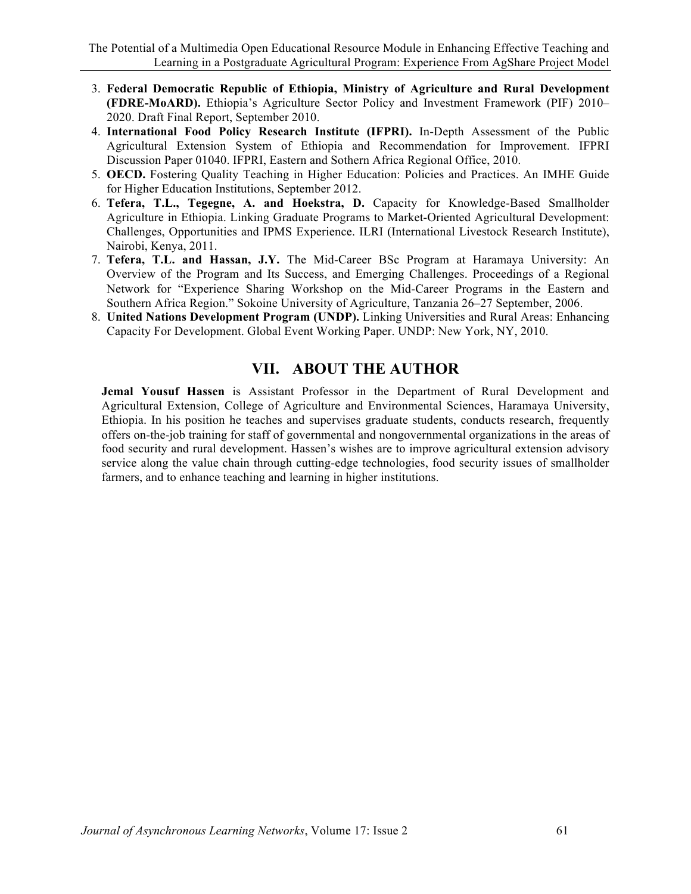3. **Federal Democratic Republic of Ethiopia, Ministry of Agriculture and Rural Development (FDRE-MoARD).** Ethiopia's Agriculture Sector Policy and Investment Framework (PIF) 2010–2020. Draft Final Report, September 2010.
4. **International Food Policy Research Institute (IFPRI).** In-Depth Assessment of the Public Agricultural Extension System of Ethiopia and Recommendation for Improvement. IFPRI Discussion Paper 01040. IFPRI, Eastern and Sothern Africa Regional Office, 2010.
5. **OECD.** Fostering Quality Teaching in Higher Education: Policies and Practices. An IMHE Guide for Higher Education Institutions, September 2012.
6. **Tefera, T.L., Tegegne, A. and Hoekstra, D.** Capacity for Knowledge-Based Smallholder Agriculture in Ethiopia. Linking Graduate Programs to Market-Oriented Agricultural Development: Challenges, Opportunities and IPMS Experience. ILRI (International Livestock Research Institute), Nairobi, Kenya, 2011.
7. **Tefera, T.L. and Hassan, J.Y.** The Mid-Career BSc Program at Haramaya University: An Overview of the Program and Its Success, and Emerging Challenges. Proceedings of a Regional Network for "Experience Sharing Workshop on the Mid-Career Programs in the Eastern and Southern Africa Region." Sokoine University of Agriculture, Tanzania 26–27 September, 2006.
8. **United Nations Development Program (UNDP).** Linking Universities and Rural Areas: Enhancing Capacity For Development. Global Event Working Paper. UNDP: New York, NY, 2010.

## VII. ABOUT THE AUTHOR

**Jemal Yousuf Hassen** is Assistant Professor in the Department of Rural Development and Agricultural Extension, College of Agriculture and Environmental Sciences, Haramaya University, Ethiopia. In his position he teaches and supervises graduate students, conducts research, frequently offers on-the-job training for staff of governmental and nongovernmental organizations in the areas of food security and rural development. Hassen's wishes are to improve agricultural extension advisory service along the value chain through cutting-edge technologies, food security issues of smallholder farmers, and to enhance teaching and learning in higher institutions.